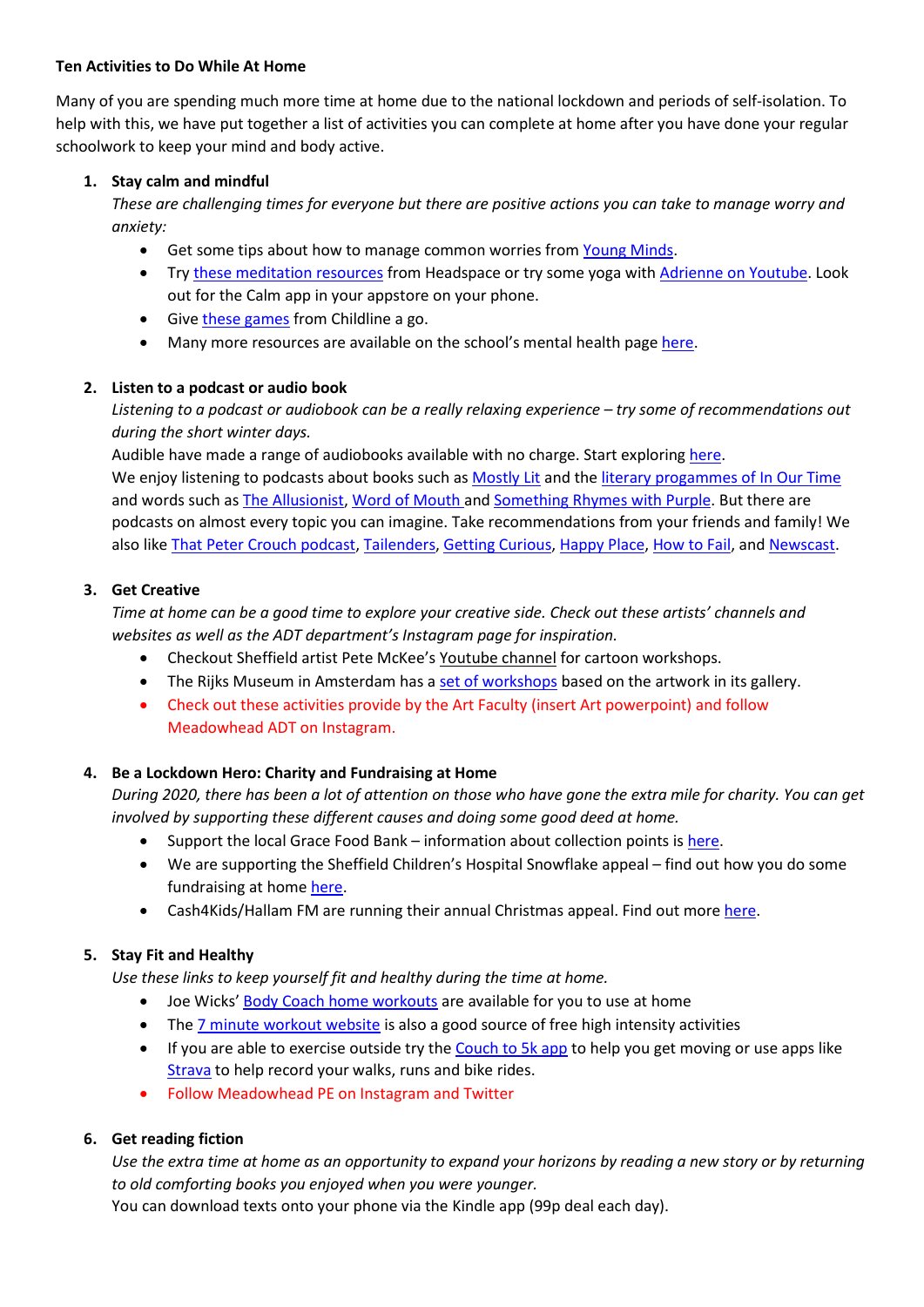**Ten Activities to Do While At Home**

Many of you are spending much more time at home due to the national lockdown and periods of self-isolation. To help with this, we have put together a list of activities you can complete at home after you have done your regular schoolwork to keep your mind and body active.

1. **Stay calm and mindful**
   *These are challenging times for everyone but there are positive actions you can take to manage worry and anxiety:*
   - Get some tips about how to manage common worries from Young Minds.
   - Try these meditation resources from Headspace or try some yoga with Adrienne on Youtube. Look out for the Calm app in your appstore on your phone.
   - Give these games from Childline a go.
   - Many more resources are available on the school's mental health page here.

2. **Listen to a podcast or audio book**
   *Listening to a podcast or audiobook can be a really relaxing experience – try some of recommendations out during the short winter days.*
   Audible have made a range of audiobooks available with no charge. Start exploring here.
   We enjoy listening to podcasts about books such as Mostly Lit and the literary progammes of In Our Time and words such as The Allusionist, Word of Mouth and Something Rhymes with Purple. But there are podcasts on almost every topic you can imagine. Take recommendations from your friends and family! We also like That Peter Crouch podcast, Tailenders, Getting Curious, Happy Place, How to Fail, and Newscast.

3. **Get Creative**
   *Time at home can be a good time to explore your creative side. Check out these artists' channels and websites as well as the ADT department's Instagram page for inspiration.*
   - Checkout Sheffield artist Pete McKee's Youtube channel for cartoon workshops.
   - The Rijks Museum in Amsterdam has a set of workshops based on the artwork in its gallery.
   - Check out these activities provide by the Art Faculty (insert Art powerpoint) and follow Meadowhead ADT on Instagram.

4. **Be a Lockdown Hero: Charity and Fundraising at Home**
   *During 2020, there has been a lot of attention on those who have gone the extra mile for charity. You can get involved by supporting these different causes and doing some good deed at home.*
   - Support the local Grace Food Bank – information about collection points is here.
   - We are supporting the Sheffield Children's Hospital Snowflake appeal – find out how you do some fundraising at home here.
   - Cash4Kids/Hallam FM are running their annual Christmas appeal. Find out more here.

5. **Stay Fit and Healthy**
   *Use these links to keep yourself fit and healthy during the time at home.*
   - Joe Wicks' Body Coach home workouts are available for you to use at home
   - The 7 minute workout website is also a good source of free high intensity activities
   - If you are able to exercise outside try the Couch to 5k app to help you get moving or use apps like Strava to help record your walks, runs and bike rides.
   - Follow Meadowhead PE on Instagram and Twitter

6. **Get reading fiction**
   *Use the extra time at home as an opportunity to expand your horizons by reading a new story or by returning to old comforting books you enjoyed when you were younger.*
   You can download texts onto your phone via the Kindle app (99p deal each day).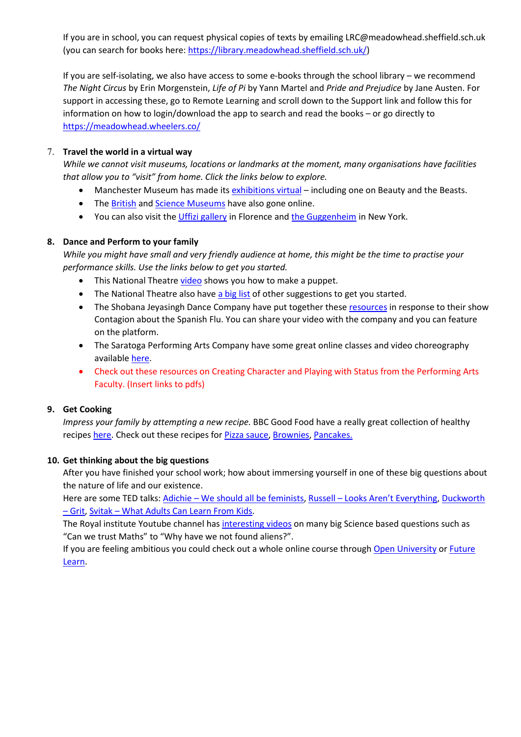If you are in school, you can request physical copies of texts by emailing LRC@meadowhead.sheffield.sch.uk (you can search for books here: https://library.meadowhead.sheffield.sch.uk/)

If you are self-isolating, we also have access to some e-books through the school library – we recommend *The Night Circus* by Erin Morgenstein, *Life of Pi* by Yann Martel and *Pride and Prejudice* by Jane Austen. For support in accessing these, go to Remote Learning and scroll down to the Support link and follow this for information on how to login/download the app to search and read the books – or go directly to https://meadowhead.wheelers.co/

7. **Travel the world in a virtual way**

   *While we cannot visit museums, locations or landmarks at the moment, many organisations have facilities that allow you to "visit" from home. Click the links below to explore.*

   - Manchester Museum has made its exhibitions virtual – including one on Beauty and the Beasts.
   - The British and Science Museums have also gone online.
   - You can also visit the Uffizi gallery in Florence and the Guggenheim in New York.

8. **Dance and Perform to your family**

   *While you might have small and very friendly audience at home, this might be the time to practise your performance skills. Use the links below to get you started.*

   - This National Theatre video shows you how to make a puppet.
   - The National Theatre also have a big list of other suggestions to get you started.
   - The Shobana Jeyasingh Dance Company have put together these resources in response to their show Contagion about the Spanish Flu. You can share your video with the company and you can feature on the platform.
   - The Saratoga Performing Arts Company have some great online classes and video choreography available here.
   - Check out these resources on Creating Character and Playing with Status from the Performing Arts Faculty. (Insert links to pdfs)

9. **Get Cooking**

   *Impress your family by attempting a new recipe.* BBC Good Food have a really great collection of healthy recipes here. Check out these recipes for Pizza sauce, Brownies, Pancakes.

10. **Get thinking about the big questions**

    After you have finished your school work; how about immersing yourself in one of these big questions about the nature of life and our existence.

    Here are some TED talks: Adichie – We should all be feminists, Russell – Looks Aren't Everything, Duckworth – Grit, Svitak – What Adults Can Learn From Kids.

    The Royal institute Youtube channel has interesting videos on many big Science based questions such as "Can we trust Maths" to "Why have we not found aliens?".

    If you are feeling ambitious you could check out a whole online course through Open University or Future Learn.